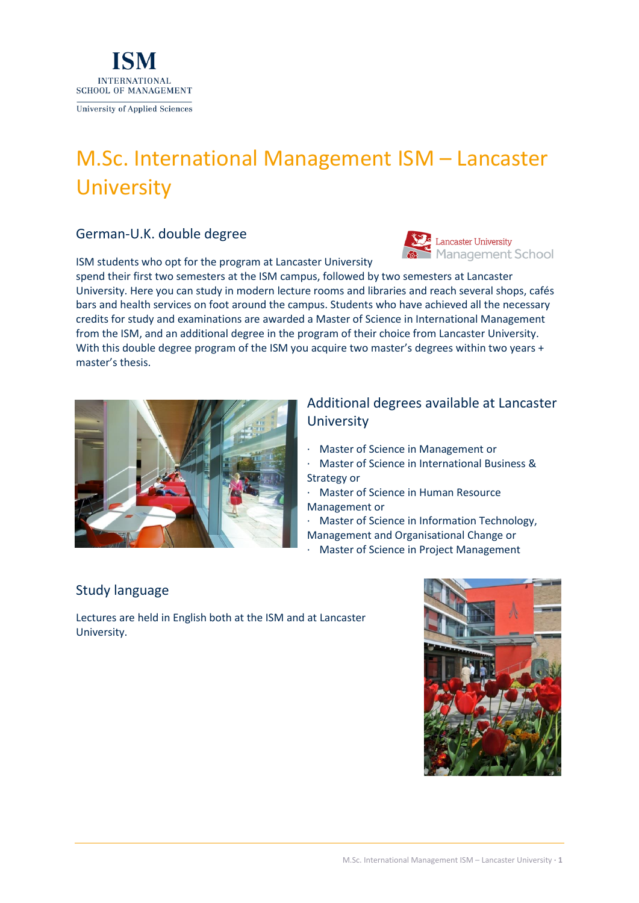ISM
INTERNATIONAL
SCHOOL OF MANAGEMENT
University of Applied Sciences

# M.Sc. International Management ISM – Lancaster University

## German-U.K. double degree

Lancaster University Management School

ISM students who opt for the program at Lancaster University spend their first two semesters at the ISM campus, followed by two semesters at Lancaster University. Here you can study in modern lecture rooms and libraries and reach several shops, cafés bars and health services on foot around the campus. Students who have achieved all the necessary credits for study and examinations are awarded a Master of Science in International Management from the ISM, and an additional degree in the program of their choice from Lancaster University. With this double degree program of the ISM you acquire two master's degrees within two years + master's thesis.

## Additional degrees available at Lancaster University

- Master of Science in Management or
- Master of Science in International Business & Strategy or
- Master of Science in Human Resource Management or
- Master of Science in Information Technology, Management and Organisational Change or
- Master of Science in Project Management

## Study language

Lectures are held in English both at the ISM and at Lancaster University.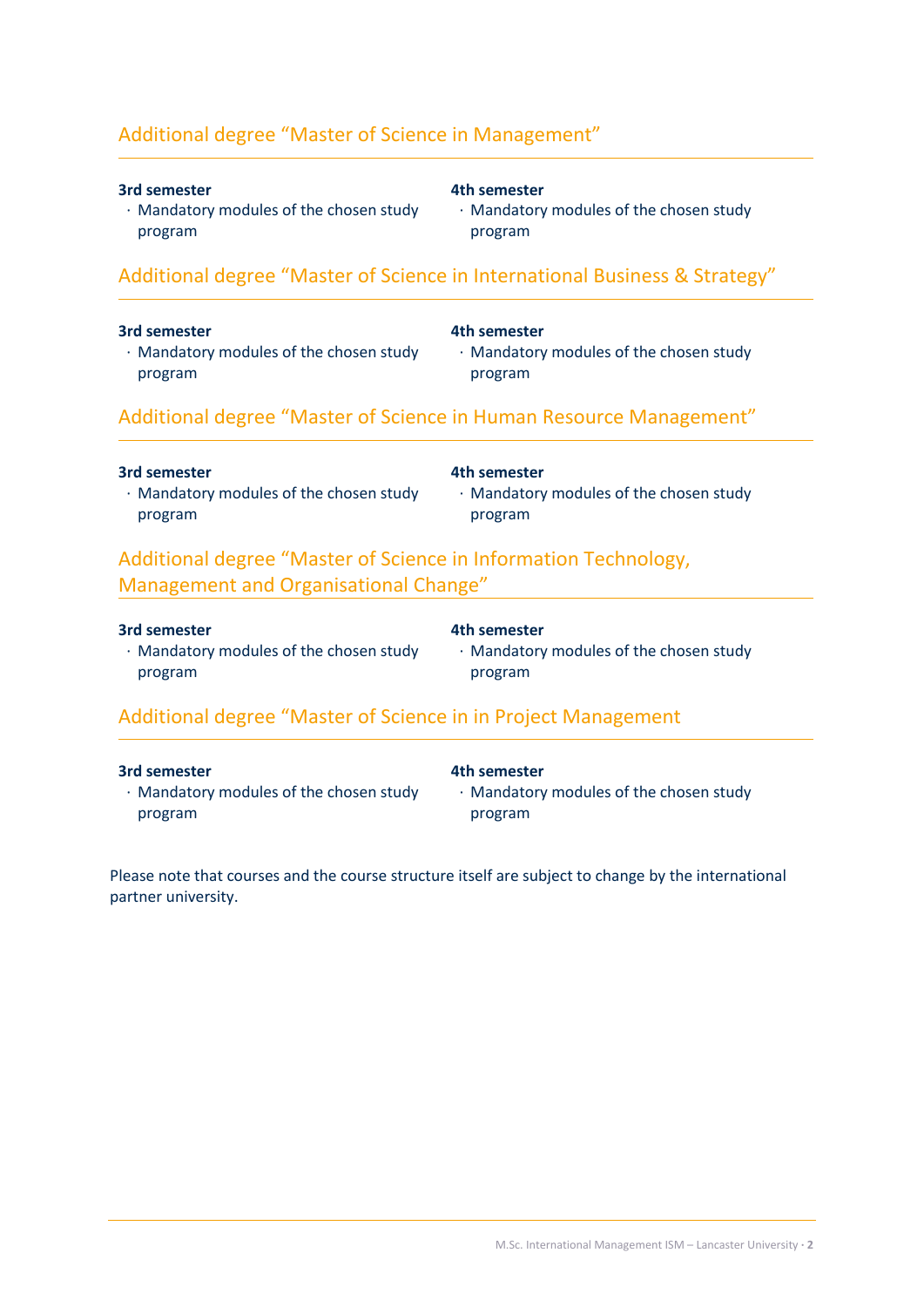## Additional degree “Master of Science in Management”

**3rd semester**

- Mandatory modules of the chosen study program

**4th semester**

- Mandatory modules of the chosen study program

## Additional degree “Master of Science in International Business & Strategy”

**3rd semester**

- Mandatory modules of the chosen study program

**4th semester**

- Mandatory modules of the chosen study program

## Additional degree “Master of Science in Human Resource Management”

**3rd semester**

- Mandatory modules of the chosen study program

**4th semester**

- Mandatory modules of the chosen study program

## Additional degree “Master of Science in Information Technology, Management and Organisational Change”

**3rd semester**

- Mandatory modules of the chosen study program

**4th semester**

- Mandatory modules of the chosen study program

## Additional degree “Master of Science in in Project Management

**3rd semester**

- Mandatory modules of the chosen study program

**4th semester**

- Mandatory modules of the chosen study program

Please note that courses and the course structure itself are subject to change by the international partner university.